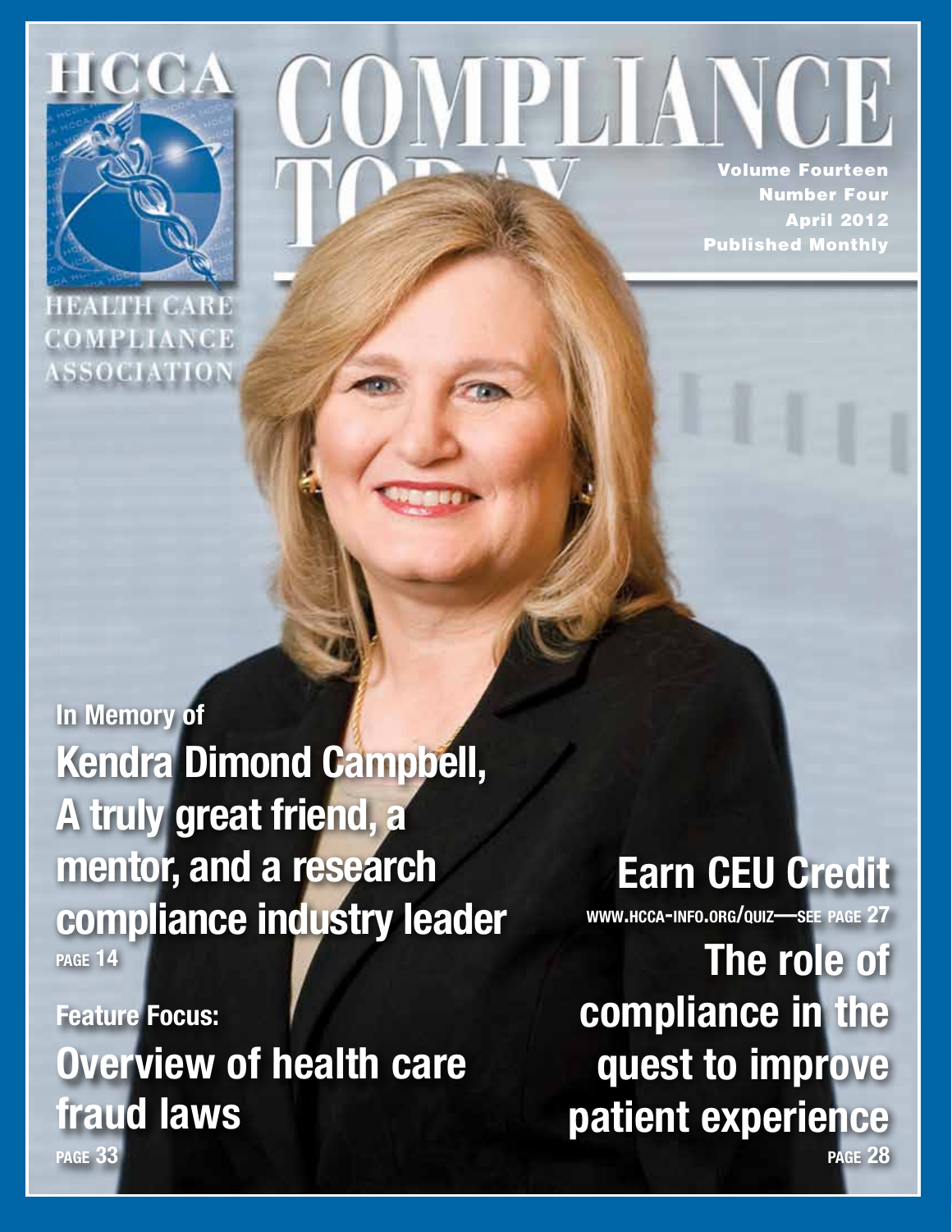HCCA

HEALTH CARE COMPLIANCE ASSOCIATION

# COMPLIANCE TODAY

Volume Fourteen
Number Four
April 2012
Published Monthly

In Memory of

## Kendra Dimond Campbell, A truly great friend, a mentor, and a research compliance industry leader

PAGE 14

Feature Focus:

## Overview of health care fraud laws

PAGE 33

## Earn CEU Credit

WWW.HCCA-INFO.ORG/QUIZ—SEE PAGE 27

## The role of compliance in the quest to improve patient experience

PAGE 28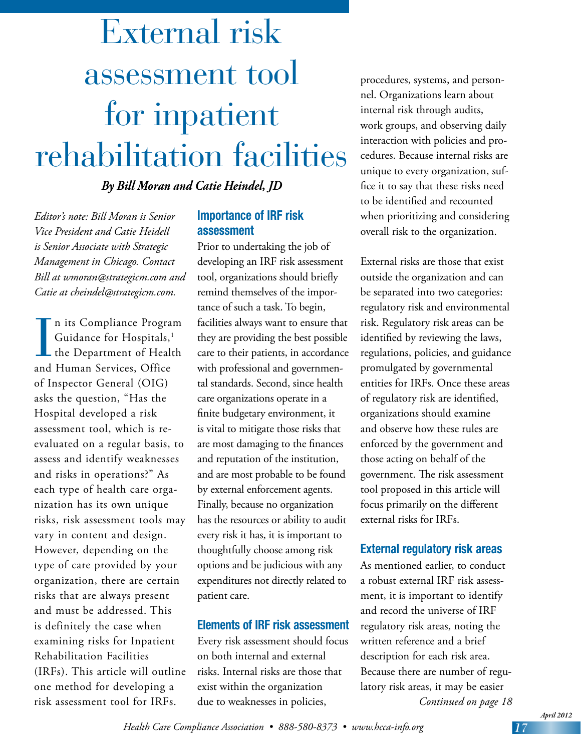# External risk assessment tool for inpatient rehabilitation facilities

***By Bill Moran and Catie Heindel, JD***

*Editor's note: Bill Moran is Senior Vice President and Catie Heidell is Senior Associate with Strategic Management in Chicago. Contact Bill at wmoran@strategicm.com and Catie at cheindel@strategicm.com.*

In its Compliance Program Guidance for Hospitals,[1] the Department of Health and Human Services, Office of Inspector General (OIG) asks the question, "Has the Hospital developed a risk assessment tool, which is re-evaluated on a regular basis, to assess and identify weaknesses and risks in operations?" As each type of health care organization has its own unique risks, risk assessment tools may vary in content and design. However, depending on the type of care provided by your organization, there are certain risks that are always present and must be addressed. This is definitely the case when examining risks for Inpatient Rehabilitation Facilities (IRFs). This article will outline one method for developing a risk assessment tool for IRFs.

## Importance of IRF risk assessment

Prior to undertaking the job of developing an IRF risk assessment tool, organizations should briefly remind themselves of the importance of such a task. To begin, facilities always want to ensure that they are providing the best possible care to their patients, in accordance with professional and governmental standards. Second, since health care organizations operate in a finite budgetary environment, it is vital to mitigate those risks that are most damaging to the finances and reputation of the institution, and are most probable to be found by external enforcement agents. Finally, because no organization has the resources or ability to audit every risk it has, it is important to thoughtfully choose among risk options and be judicious with any expenditures not directly related to patient care.

## Elements of IRF risk assessment

Every risk assessment should focus on both internal and external risks. Internal risks are those that exist within the organization due to weaknesses in policies, procedures, systems, and personnel. Organizations learn about internal risk through audits, work groups, and observing daily interaction with policies and procedures. Because internal risks are unique to every organization, suffice it to say that these risks need to be identified and recounted when prioritizing and considering overall risk to the organization.

External risks are those that exist outside the organization and can be separated into two categories: regulatory risk and environmental risk. Regulatory risk areas can be identified by reviewing the laws, regulations, policies, and guidance promulgated by governmental entities for IRFs. Once these areas of regulatory risk are identified, organizations should examine and observe how these rules are enforced by the government and those acting on behalf of the government. The risk assessment tool proposed in this article will focus primarily on the different external risks for IRFs.

## External regulatory risk areas

As mentioned earlier, to conduct a robust external IRF risk assessment, it is important to identify and record the universe of IRF regulatory risk areas, noting the written reference and a brief description for each risk area. Because there are number of regulatory risk areas, it may be easier

*Continued on page 18*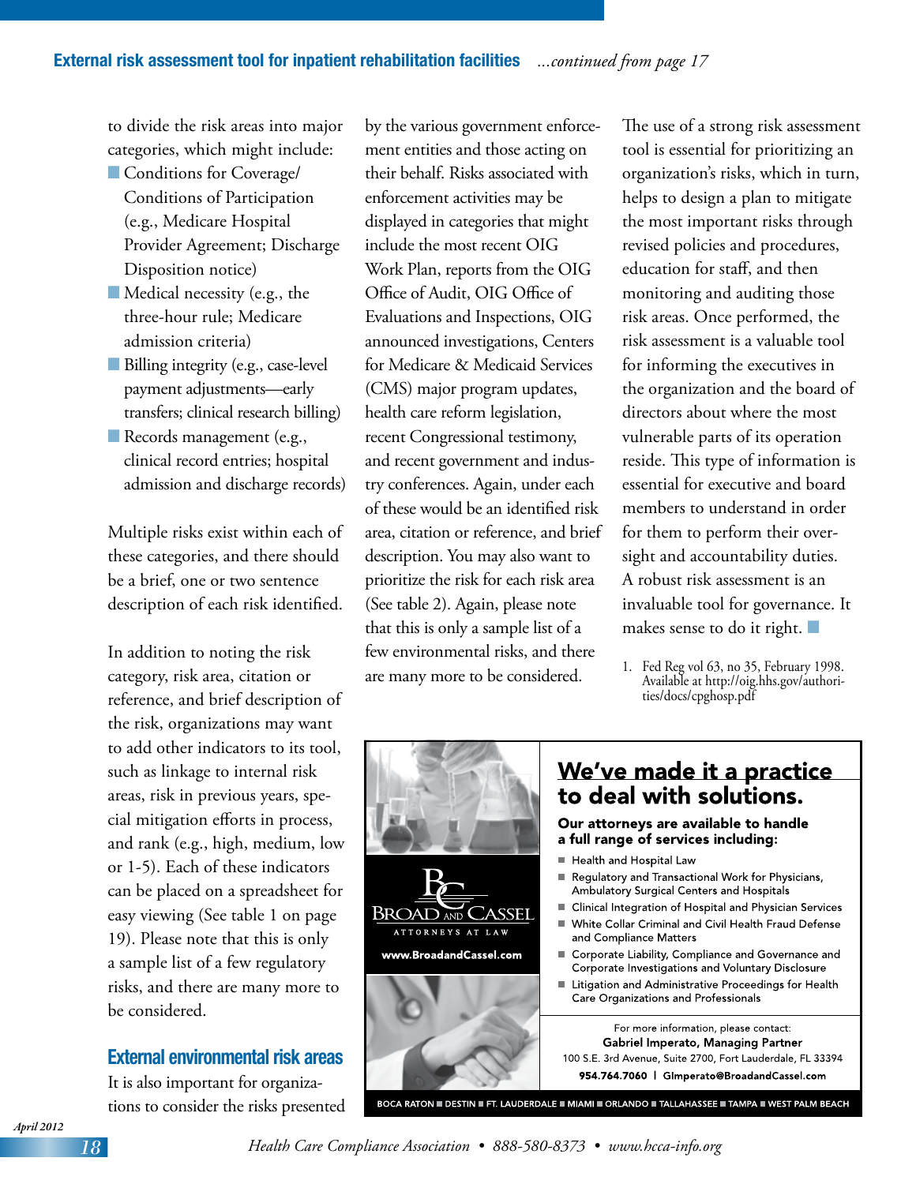to divide the risk areas into major categories, which might include:

- Conditions for Coverage/ Conditions of Participation (e.g., Medicare Hospital Provider Agreement; Discharge Disposition notice)
- Medical necessity (e.g., the three-hour rule; Medicare admission criteria)
- Billing integrity (e.g., case-level payment adjustments—early transfers; clinical research billing)
- Records management (e.g., clinical record entries; hospital admission and discharge records)

Multiple risks exist within each of these categories, and there should be a brief, one or two sentence description of each risk identified.

In addition to noting the risk category, risk area, citation or reference, and brief description of the risk, organizations may want to add other indicators to its tool, such as linkage to internal risk areas, risk in previous years, special mitigation efforts in process, and rank (e.g., high, medium, low or 1-5). Each of these indicators can be placed on a spreadsheet for easy viewing (See table 1 on page 19). Please note that this is only a sample list of a few regulatory risks, and there are many more to be considered.

## External environmental risk areas

It is also important for organizations to consider the risks presented by the various government enforcement entities and those acting on their behalf. Risks associated with enforcement activities may be displayed in categories that might include the most recent OIG Work Plan, reports from the OIG Office of Audit, OIG Office of Evaluations and Inspections, OIG announced investigations, Centers for Medicare & Medicaid Services (CMS) major program updates, health care reform legislation, recent Congressional testimony, and recent government and industry conferences. Again, under each of these would be an identified risk area, citation or reference, and brief description. You may also want to prioritize the risk for each risk area (See table 2). Again, please note that this is only a sample list of a few environmental risks, and there are many more to be considered.

The use of a strong risk assessment tool is essential for prioritizing an organization's risks, which in turn, helps to design a plan to mitigate the most important risks through revised policies and procedures, education for staff, and then monitoring and auditing those risk areas. Once performed, the risk assessment is a valuable tool for informing the executives in the organization and the board of directors about where the most vulnerable parts of its operation reside. This type of information is essential for executive and board members to understand in order for them to perform their oversight and accountability duties. A robust risk assessment is an invaluable tool for governance. It makes sense to do it right.

1. Fed Reg vol 63, no 35, February 1998. Available at http://oig.hhs.gov/authorities/docs/cpghosp.pdf

**We've made it a practice to deal with solutions.**

**Our attorneys are available to handle a full range of services including:**

- Health and Hospital Law
- Regulatory and Transactional Work for Physicians, Ambulatory Surgical Centers and Hospitals
- Clinical Integration of Hospital and Physician Services
- White Collar Criminal and Civil Health Fraud Defense and Compliance Matters
- Corporate Liability, Compliance and Governance and Corporate Investigations and Voluntary Disclosure
- Litigation and Administrative Proceedings for Health Care Organizations and Professionals

BROAD AND CASSEL
ATTORNEYS AT LAW
www.BroadandCassel.com

For more information, please contact:
**Gabriel Imperato, Managing Partner**
100 S.E. 3rd Avenue, Suite 2700, Fort Lauderdale, FL 33394
**954.764.7060 | GImperato@BroadandCassel.com**

BOCA RATON ■ DESTIN ■ FT. LAUDERDALE ■ MIAMI ■ ORLANDO ■ TALLAHASSEE ■ TAMPA ■ WEST PALM BEACH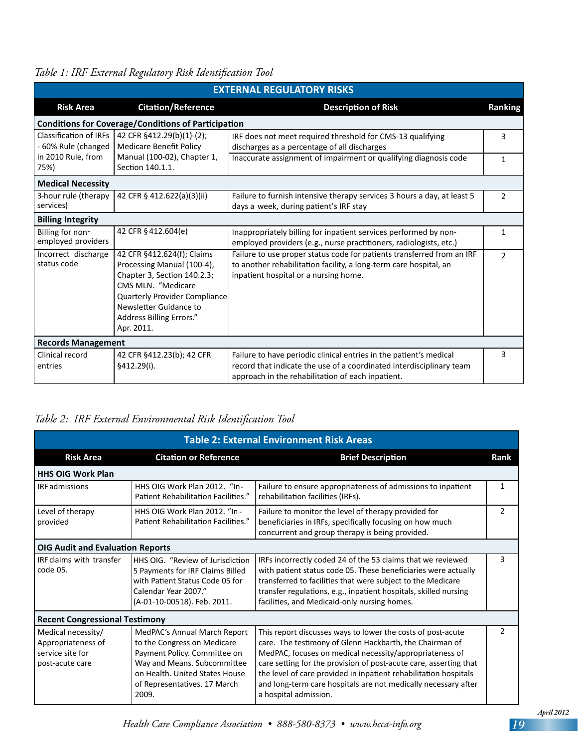*Table 1: IRF External Regulatory Risk Identification Tool*

| EXTERNAL REGULATORY RISKS | | | |
|---|---|---|---|
| **Risk Area** | **Citation/Reference** | **Description of Risk** | **Ranking** |
| **Conditions for Coverage/Conditions of Participation** | | | |
| Classification of IRFs - 60% Rule (changed in 2010 Rule, from 75%) | 42 CFR §412.29(b)(1)-(2); Medicare Benefit Policy Manual (100-02), Chapter 1, Section 140.1.1. | IRF does not meet required threshold for CMS-13 qualifying discharges as a percentage of all discharges | 3 |
| | | Inaccurate assignment of impairment or qualifying diagnosis code | 1 |
| **Medical Necessity** | | | |
| 3-hour rule (therapy services) | 42 CFR § 412.622(a)(3)(ii) | Failure to furnish intensive therapy services 3 hours a day, at least 5 days a week, during patient's IRF stay | 2 |
| **Billing Integrity** | | | |
| Billing for non-employed providers | 42 CFR §412.604(e) | Inappropriately billing for inpatient services performed by non-employed providers (e.g., nurse practitioners, radiologists, etc.) | 1 |
| Incorrect discharge status code | 42 CFR §412.624(f); Claims Processing Manual (100-4), Chapter 3, Section 140.2.3; CMS MLN. "Medicare Quarterly Provider Compliance Newsletter Guidance to Address Billing Errors." Apr. 2011. | Failure to use proper status code for patients transferred from an IRF to another rehabilitation facility, a long-term care hospital, an inpatient hospital or a nursing home. | 2 |
| **Records Management** | | | |
| Clinical record entries | 42 CFR §412.23(b); 42 CFR §412.29(i). | Failure to have periodic clinical entries in the patient's medical record that indicate the use of a coordinated interdisciplinary team approach in the rehabilitation of each inpatient. | 3 |

*Table 2: IRF External Environmental Risk Identification Tool*

| Table 2: External Environment Risk Areas | | | |
|---|---|---|---|
| **Risk Area** | **Citation or Reference** | **Brief Description** | **Rank** |
| **HHS OIG Work Plan** | | | |
| IRF admissions | HHS OIG Work Plan 2012. "In-Patient Rehabilitation Facilities." | Failure to ensure appropriateness of admissions to inpatient rehabilitation facilities (IRFs). | 1 |
| Level of therapy provided | HHS OIG Work Plan 2012. "In-Patient Rehabilitation Facilities." | Failure to monitor the level of therapy provided for beneficiaries in IRFs, specifically focusing on how much concurrent and group therapy is being provided. | 2 |
| **OIG Audit and Evaluation Reports** | | | |
| IRF claims with transfer code 05. | HHS OIG. "Review of Jurisdiction 5 Payments for IRF Claims Billed with Patient Status Code 05 for Calendar Year 2007." (A-01-10-00518). Feb. 2011. | IRFs incorrectly coded 24 of the 53 claims that we reviewed with patient status code 05. These beneficiaries were actually transferred to facilities that were subject to the Medicare transfer regulations, e.g., inpatient hospitals, skilled nursing facilities, and Medicaid-only nursing homes. | 3 |
| **Recent Congressional Testimony** | | | |
| Medical necessity/ Appropriateness of service site for post-acute care | MedPAC's Annual March Report to the Congress on Medicare Payment Policy. Committee on Way and Means. Subcommittee on Health. United States House of Representatives. 17 March 2009. | This report discusses ways to lower the costs of post-acute care. The testimony of Glenn Hackbarth, the Chairman of MedPAC, focuses on medical necessity/appropriateness of care setting for the provision of post-acute care, asserting that the level of care provided in inpatient rehabilitation hospitals and long-term care hospitals are not medically necessary after a hospital admission. | 2 |